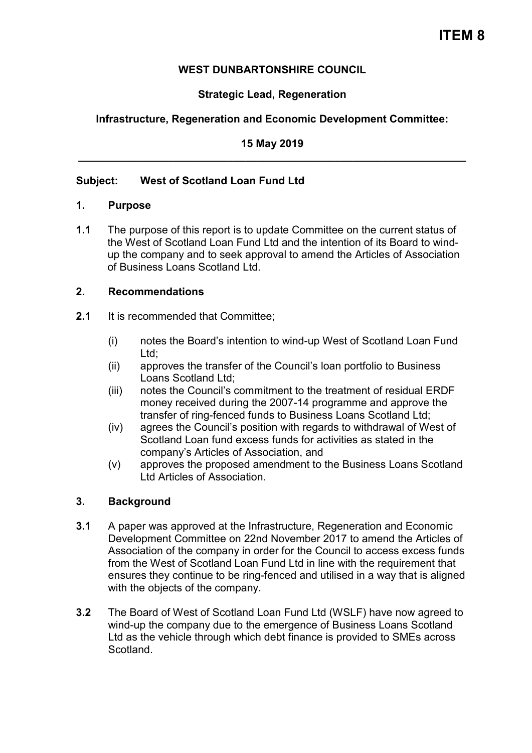# ITEM 8

**WEST DUNBARTONSHIRE COUNCIL**

**Strategic Lead, Regeneration**

**Infrastructure, Regeneration and Economic Development Committee:**

**15 May 2019**

---

**Subject: West of Scotland Loan Fund Ltd**

## 1. Purpose

**1.1** The purpose of this report is to update Committee on the current status of the West of Scotland Loan Fund Ltd and the intention of its Board to wind-up the company and to seek approval to amend the Articles of Association of Business Loans Scotland Ltd.

## 2. Recommendations

**2.1** It is recommended that Committee;

(i) notes the Board's intention to wind-up West of Scotland Loan Fund Ltd;
(ii) approves the transfer of the Council's loan portfolio to Business Loans Scotland Ltd;
(iii) notes the Council's commitment to the treatment of residual ERDF money received during the 2007-14 programme and approve the transfer of ring-fenced funds to Business Loans Scotland Ltd;
(iv) agrees the Council's position with regards to withdrawal of West of Scotland Loan fund excess funds for activities as stated in the company's Articles of Association, and
(v) approves the proposed amendment to the Business Loans Scotland Ltd Articles of Association.

## 3. Background

**3.1** A paper was approved at the Infrastructure, Regeneration and Economic Development Committee on 22nd November 2017 to amend the Articles of Association of the company in order for the Council to access excess funds from the West of Scotland Loan Fund Ltd in line with the requirement that ensures they continue to be ring-fenced and utilised in a way that is aligned with the objects of the company.

**3.2** The Board of West of Scotland Loan Fund Ltd (WSLF) have now agreed to wind-up the company due to the emergence of Business Loans Scotland Ltd as the vehicle through which debt finance is provided to SMEs across Scotland.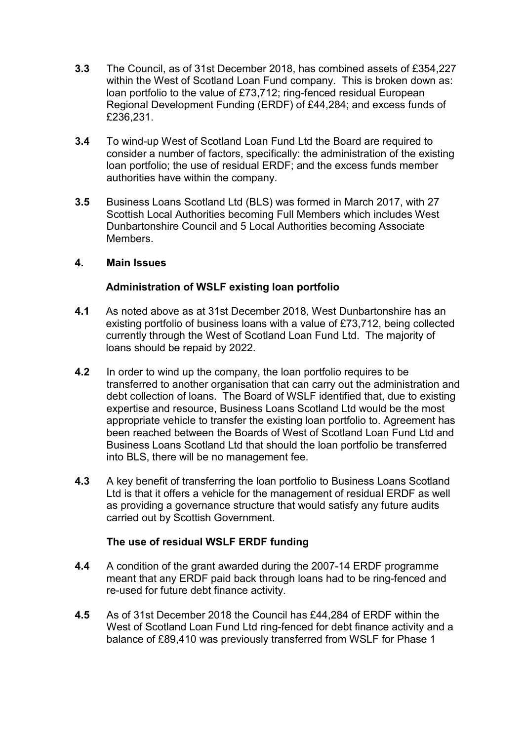**3.3** The Council, as of 31st December 2018, has combined assets of £354,227 within the West of Scotland Loan Fund company. This is broken down as: loan portfolio to the value of £73,712; ring-fenced residual European Regional Development Funding (ERDF) of £44,284; and excess funds of £236,231.

**3.4** To wind-up West of Scotland Loan Fund Ltd the Board are required to consider a number of factors, specifically: the administration of the existing loan portfolio; the use of residual ERDF; and the excess funds member authorities have within the company.

**3.5** Business Loans Scotland Ltd (BLS) was formed in March 2017, with 27 Scottish Local Authorities becoming Full Members which includes West Dunbartonshire Council and 5 Local Authorities becoming Associate Members.

## 4. Main Issues

### Administration of WSLF existing loan portfolio

**4.1** As noted above as at 31st December 2018, West Dunbartonshire has an existing portfolio of business loans with a value of £73,712, being collected currently through the West of Scotland Loan Fund Ltd. The majority of loans should be repaid by 2022.

**4.2** In order to wind up the company, the loan portfolio requires to be transferred to another organisation that can carry out the administration and debt collection of loans. The Board of WSLF identified that, due to existing expertise and resource, Business Loans Scotland Ltd would be the most appropriate vehicle to transfer the existing loan portfolio to. Agreement has been reached between the Boards of West of Scotland Loan Fund Ltd and Business Loans Scotland Ltd that should the loan portfolio be transferred into BLS, there will be no management fee.

**4.3** A key benefit of transferring the loan portfolio to Business Loans Scotland Ltd is that it offers a vehicle for the management of residual ERDF as well as providing a governance structure that would satisfy any future audits carried out by Scottish Government.

### The use of residual WSLF ERDF funding

**4.4** A condition of the grant awarded during the 2007-14 ERDF programme meant that any ERDF paid back through loans had to be ring-fenced and re-used for future debt finance activity.

**4.5** As of 31st December 2018 the Council has £44,284 of ERDF within the West of Scotland Loan Fund Ltd ring-fenced for debt finance activity and a balance of £89,410 was previously transferred from WSLF for Phase 1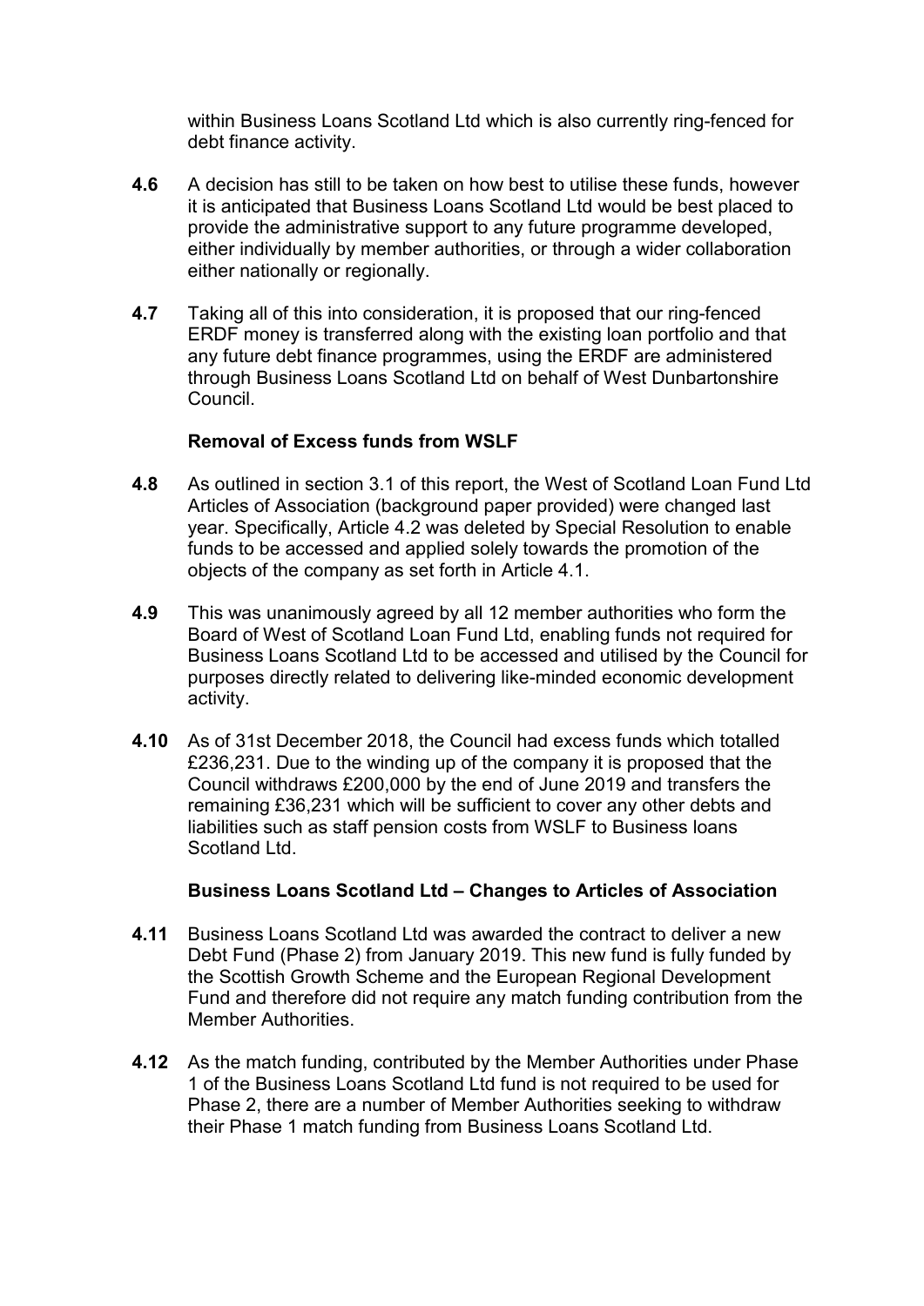within Business Loans Scotland Ltd which is also currently ring-fenced for debt finance activity.

**4.6** A decision has still to be taken on how best to utilise these funds, however it is anticipated that Business Loans Scotland Ltd would be best placed to provide the administrative support to any future programme developed, either individually by member authorities, or through a wider collaboration either nationally or regionally.

**4.7** Taking all of this into consideration, it is proposed that our ring-fenced ERDF money is transferred along with the existing loan portfolio and that any future debt finance programmes, using the ERDF are administered through Business Loans Scotland Ltd on behalf of West Dunbartonshire Council.

**Removal of Excess funds from WSLF**

**4.8** As outlined in section 3.1 of this report, the West of Scotland Loan Fund Ltd Articles of Association (background paper provided) were changed last year. Specifically, Article 4.2 was deleted by Special Resolution to enable funds to be accessed and applied solely towards the promotion of the objects of the company as set forth in Article 4.1.

**4.9** This was unanimously agreed by all 12 member authorities who form the Board of West of Scotland Loan Fund Ltd, enabling funds not required for Business Loans Scotland Ltd to be accessed and utilised by the Council for purposes directly related to delivering like-minded economic development activity.

**4.10** As of 31st December 2018, the Council had excess funds which totalled £236,231. Due to the winding up of the company it is proposed that the Council withdraws £200,000 by the end of June 2019 and transfers the remaining £36,231 which will be sufficient to cover any other debts and liabilities such as staff pension costs from WSLF to Business loans Scotland Ltd.

**Business Loans Scotland Ltd – Changes to Articles of Association**

**4.11** Business Loans Scotland Ltd was awarded the contract to deliver a new Debt Fund (Phase 2) from January 2019. This new fund is fully funded by the Scottish Growth Scheme and the European Regional Development Fund and therefore did not require any match funding contribution from the Member Authorities.

**4.12** As the match funding, contributed by the Member Authorities under Phase 1 of the Business Loans Scotland Ltd fund is not required to be used for Phase 2, there are a number of Member Authorities seeking to withdraw their Phase 1 match funding from Business Loans Scotland Ltd.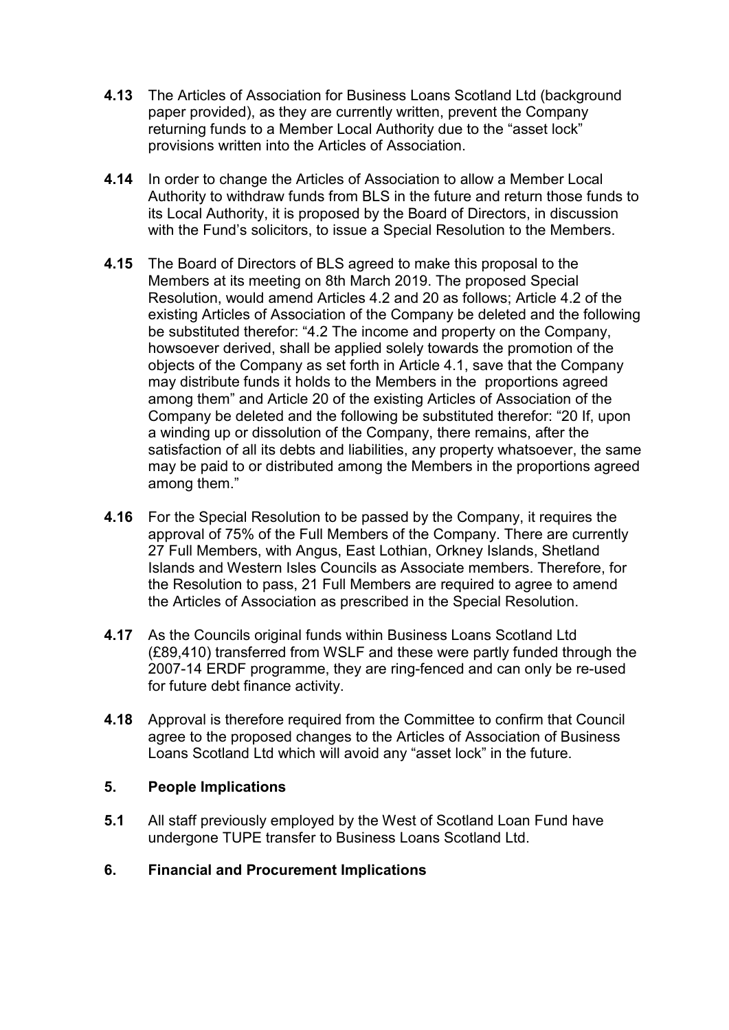**4.13** The Articles of Association for Business Loans Scotland Ltd (background paper provided), as they are currently written, prevent the Company returning funds to a Member Local Authority due to the "asset lock" provisions written into the Articles of Association.

**4.14** In order to change the Articles of Association to allow a Member Local Authority to withdraw funds from BLS in the future and return those funds to its Local Authority, it is proposed by the Board of Directors, in discussion with the Fund's solicitors, to issue a Special Resolution to the Members.

**4.15** The Board of Directors of BLS agreed to make this proposal to the Members at its meeting on 8th March 2019. The proposed Special Resolution, would amend Articles 4.2 and 20 as follows; Article 4.2 of the existing Articles of Association of the Company be deleted and the following be substituted therefor: "4.2 The income and property on the Company, howsoever derived, shall be applied solely towards the promotion of the objects of the Company as set forth in Article 4.1, save that the Company may distribute funds it holds to the Members in the proportions agreed among them" and Article 20 of the existing Articles of Association of the Company be deleted and the following be substituted therefor: "20 If, upon a winding up or dissolution of the Company, there remains, after the satisfaction of all its debts and liabilities, any property whatsoever, the same may be paid to or distributed among the Members in the proportions agreed among them."

**4.16** For the Special Resolution to be passed by the Company, it requires the approval of 75% of the Full Members of the Company. There are currently 27 Full Members, with Angus, East Lothian, Orkney Islands, Shetland Islands and Western Isles Councils as Associate members. Therefore, for the Resolution to pass, 21 Full Members are required to agree to amend the Articles of Association as prescribed in the Special Resolution.

**4.17** As the Councils original funds within Business Loans Scotland Ltd (£89,410) transferred from WSLF and these were partly funded through the 2007-14 ERDF programme, they are ring-fenced and can only be re-used for future debt finance activity.

**4.18** Approval is therefore required from the Committee to confirm that Council agree to the proposed changes to the Articles of Association of Business Loans Scotland Ltd which will avoid any "asset lock" in the future.

## 5. People Implications

**5.1** All staff previously employed by the West of Scotland Loan Fund have undergone TUPE transfer to Business Loans Scotland Ltd.

## 6. Financial and Procurement Implications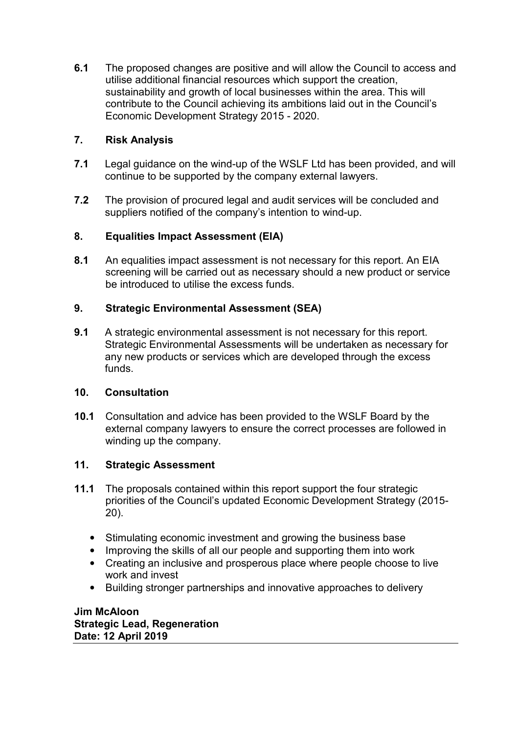**6.1** The proposed changes are positive and will allow the Council to access and utilise additional financial resources which support the creation, sustainability and growth of local businesses within the area. This will contribute to the Council achieving its ambitions laid out in the Council's Economic Development Strategy 2015 - 2020.

## 7. Risk Analysis

**7.1** Legal guidance on the wind-up of the WSLF Ltd has been provided, and will continue to be supported by the company external lawyers.

**7.2** The provision of procured legal and audit services will be concluded and suppliers notified of the company's intention to wind-up.

## 8. Equalities Impact Assessment (EIA)

**8.1** An equalities impact assessment is not necessary for this report. An EIA screening will be carried out as necessary should a new product or service be introduced to utilise the excess funds.

## 9. Strategic Environmental Assessment (SEA)

**9.1** A strategic environmental assessment is not necessary for this report. Strategic Environmental Assessments will be undertaken as necessary for any new products or services which are developed through the excess funds.

## 10. Consultation

**10.1** Consultation and advice has been provided to the WSLF Board by the external company lawyers to ensure the correct processes are followed in winding up the company.

## 11. Strategic Assessment

**11.1** The proposals contained within this report support the four strategic priorities of the Council's updated Economic Development Strategy (2015-20).

- Stimulating economic investment and growing the business base
- Improving the skills of all our people and supporting them into work
- Creating an inclusive and prosperous place where people choose to live work and invest
- Building stronger partnerships and innovative approaches to delivery

**Jim McAloon**
**Strategic Lead, Regeneration**
**Date: 12 April 2019**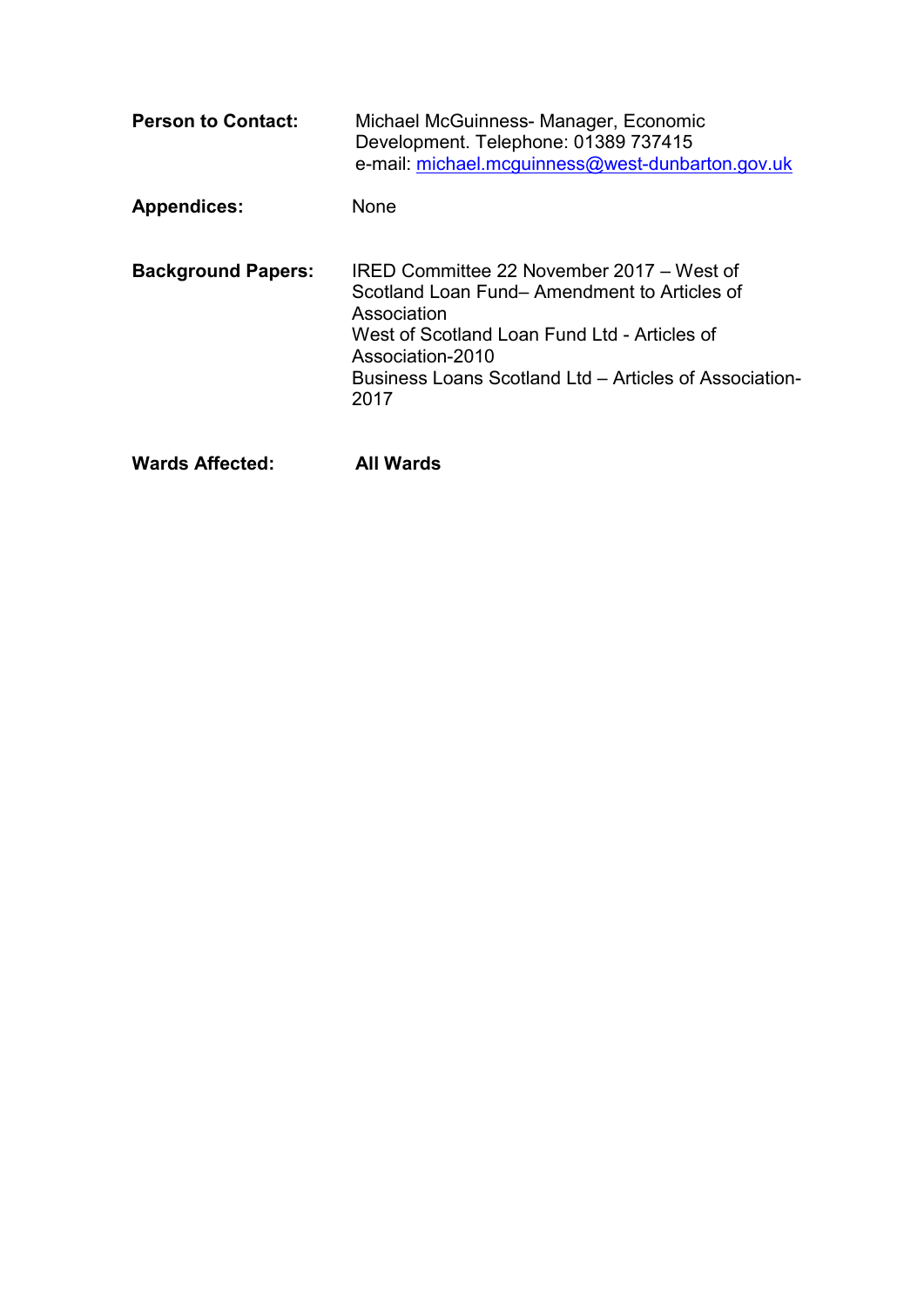| | |
|---|---|
| **Person to Contact:** | Michael McGuinness- Manager, Economic Development. Telephone: 01389 737415 e-mail: michael.mcguinness@west-dunbarton.gov.uk |
| **Appendices:** | None |
| **Background Papers:** | IRED Committee 22 November 2017 – West of Scotland Loan Fund– Amendment to Articles of Association<br>West of Scotland Loan Fund Ltd - Articles of Association-2010<br>Business Loans Scotland Ltd – Articles of Association-2017 |
| **Wards Affected:** | **All Wards** |